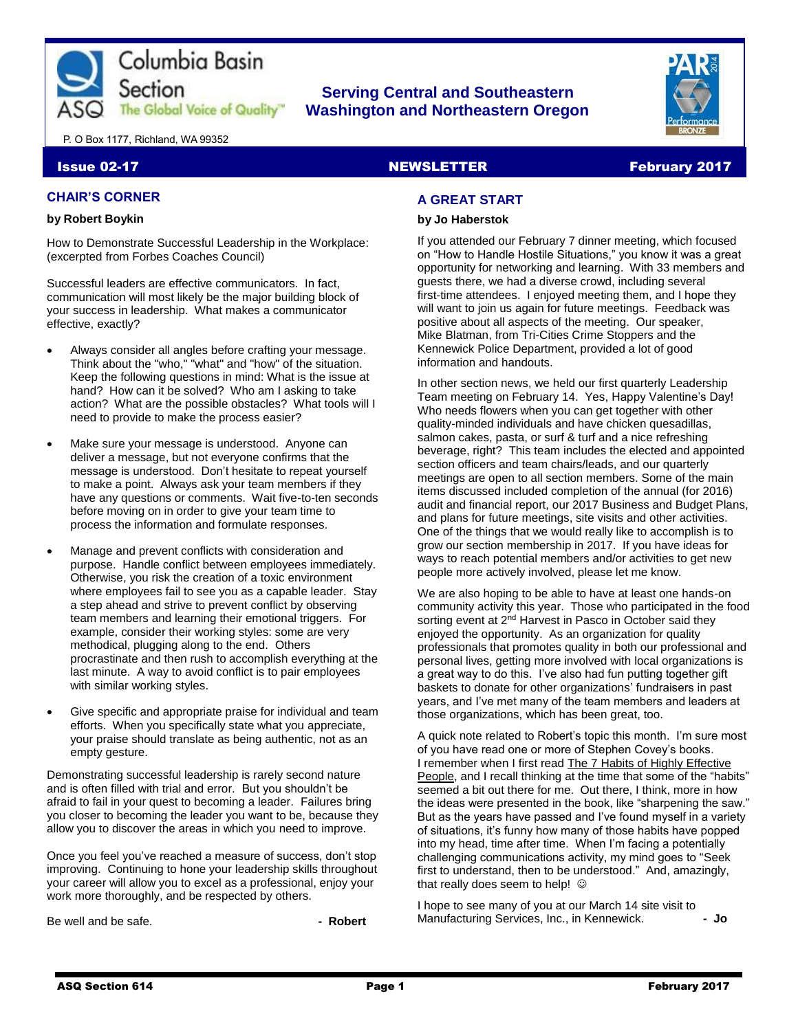Columbia Basin Section

ASQ The Global Voice of Quality™

**Serving Central and Southeastern Washington and Northeastern Oregon**

P. O Box 1177, Richland, WA 99352

**Issue 02-17** **NEWSLETTER** **February 2017**

## CHAIR'S CORNER

**by Robert Boykin**

How to Demonstrate Successful Leadership in the Workplace: (excerpted from Forbes Coaches Council)

Successful leaders are effective communicators. In fact, communication will most likely be the major building block of your success in leadership. What makes a communicator effective, exactly?

- Always consider all angles before crafting your message. Think about the "who," "what" and "how" of the situation. Keep the following questions in mind: What is the issue at hand? How can it be solved? Who am I asking to take action? What are the possible obstacles? What tools will I need to provide to make the process easier?
- Make sure your message is understood. Anyone can deliver a message, but not everyone confirms that the message is understood. Don't hesitate to repeat yourself to make a point. Always ask your team members if they have any questions or comments. Wait five-to-ten seconds before moving on in order to give your team time to process the information and formulate responses.
- Manage and prevent conflicts with consideration and purpose. Handle conflict between employees immediately. Otherwise, you risk the creation of a toxic environment where employees fail to see you as a capable leader. Stay a step ahead and strive to prevent conflict by observing team members and learning their emotional triggers. For example, consider their working styles: some are very methodical, plugging along to the end. Others procrastinate and then rush to accomplish everything at the last minute. A way to avoid conflict is to pair employees with similar working styles.
- Give specific and appropriate praise for individual and team efforts. When you specifically state what you appreciate, your praise should translate as being authentic, not as an empty gesture.

Demonstrating successful leadership is rarely second nature and is often filled with trial and error. But you shouldn't be afraid to fail in your quest to becoming a leader. Failures bring you closer to becoming the leader you want to be, because they allow you to discover the areas in which you need to improve.

Once you feel you've reached a measure of success, don't stop improving. Continuing to hone your leadership skills throughout your career will allow you to excel as a professional, enjoy your work more thoroughly, and be respected by others.

Be well and be safe. **- Robert**

## A GREAT START

**by Jo Haberstok**

If you attended our February 7 dinner meeting, which focused on "How to Handle Hostile Situations," you know it was a great opportunity for networking and learning. With 33 members and guests there, we had a diverse crowd, including several first-time attendees. I enjoyed meeting them, and I hope they will want to join us again for future meetings. Feedback was positive about all aspects of the meeting. Our speaker, Mike Blatman, from Tri-Cities Crime Stoppers and the Kennewick Police Department, provided a lot of good information and handouts.

In other section news, we held our first quarterly Leadership Team meeting on February 14. Yes, Happy Valentine's Day! Who needs flowers when you can get together with other quality-minded individuals and have chicken quesadillas, salmon cakes, pasta, or surf & turf and a nice refreshing beverage, right? This team includes the elected and appointed section officers and team chairs/leads, and our quarterly meetings are open to all section members. Some of the main items discussed included completion of the annual (for 2016) audit and financial report, our 2017 Business and Budget Plans, and plans for future meetings, site visits and other activities. One of the things that we would really like to accomplish is to grow our section membership in 2017. If you have ideas for ways to reach potential members and/or activities to get new people more actively involved, please let me know.

We are also hoping to be able to have at least one hands-on community activity this year. Those who participated in the food sorting event at 2nd Harvest in Pasco in October said they enjoyed the opportunity. As an organization for quality professionals that promotes quality in both our professional and personal lives, getting more involved with local organizations is a great way to do this. I've also had fun putting together gift baskets to donate for other organizations' fundraisers in past years, and I've met many of the team members and leaders at those organizations, which has been great, too.

A quick note related to Robert's topic this month. I'm sure most of you have read one or more of Stephen Covey's books. I remember when I first read The 7 Habits of Highly Effective People, and I recall thinking at the time that some of the "habits" seemed a bit out there for me. Out there, I think, more in how the ideas were presented in the book, like "sharpening the saw." But as the years have passed and I've found myself in a variety of situations, it's funny how many of those habits have popped into my head, time after time. When I'm facing a potentially challenging communications activity, my mind goes to "Seek first to understand, then to be understood." And, amazingly, that really does seem to help! ☺

I hope to see many of you at our March 14 site visit to Manufacturing Services, Inc., in Kennewick. **- Jo**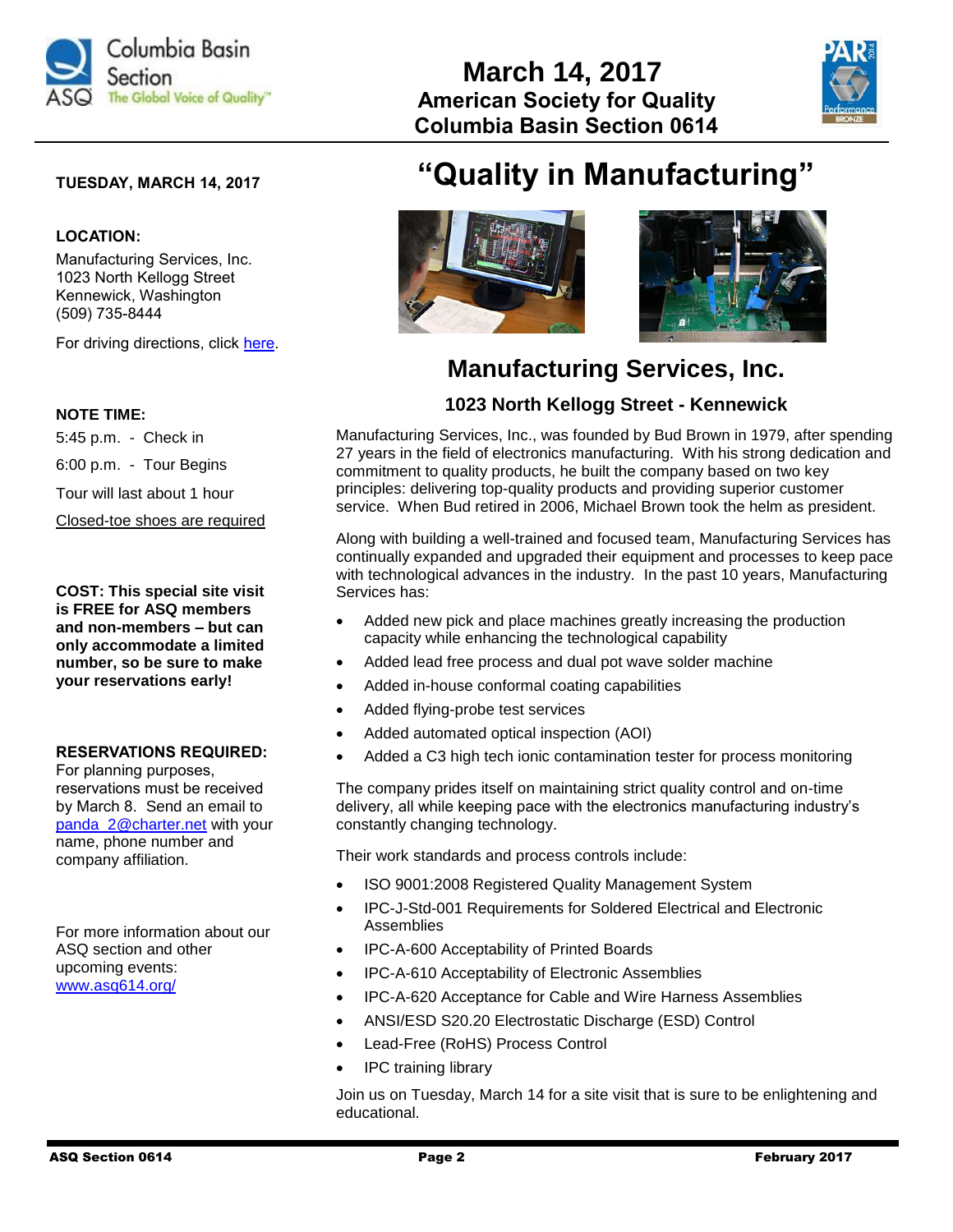# March 14, 2017

**American Society for Quality**
**Columbia Basin Section 0614**

**TUESDAY, MARCH 14, 2017**

**LOCATION:**

Manufacturing Services, Inc.
1023 North Kellogg Street
Kennewick, Washington
(509) 735-8444

For driving directions, click here.

**NOTE TIME:**

5:45 p.m. - Check in

6:00 p.m. - Tour Begins

Tour will last about 1 hour

Closed-toe shoes are required

**COST: This special site visit is FREE for ASQ members and non-members – but can only accommodate a limited number, so be sure to make your reservations early!**

**RESERVATIONS REQUIRED:** For planning purposes, reservations must be received by March 8. Send an email to panda_2@charter.net with your name, phone number and company affiliation.

For more information about our ASQ section and other upcoming events: www.asq614.org/

# "Quality in Manufacturing"

## Manufacturing Services, Inc.

### 1023 North Kellogg Street - Kennewick

Manufacturing Services, Inc., was founded by Bud Brown in 1979, after spending 27 years in the field of electronics manufacturing. With his strong dedication and commitment to quality products, he built the company based on two key principles: delivering top-quality products and providing superior customer service. When Bud retired in 2006, Michael Brown took the helm as president.

Along with building a well-trained and focused team, Manufacturing Services has continually expanded and upgraded their equipment and processes to keep pace with technological advances in the industry. In the past 10 years, Manufacturing Services has:

- Added new pick and place machines greatly increasing the production capacity while enhancing the technological capability
- Added lead free process and dual pot wave solder machine
- Added in-house conformal coating capabilities
- Added flying-probe test services
- Added automated optical inspection (AOI)
- Added a C3 high tech ionic contamination tester for process monitoring

The company prides itself on maintaining strict quality control and on-time delivery, all while keeping pace with the electronics manufacturing industry's constantly changing technology.

Their work standards and process controls include:

- ISO 9001:2008 Registered Quality Management System
- IPC-J-Std-001 Requirements for Soldered Electrical and Electronic Assemblies
- IPC-A-600 Acceptability of Printed Boards
- IPC-A-610 Acceptability of Electronic Assemblies
- IPC-A-620 Acceptance for Cable and Wire Harness Assemblies
- ANSI/ESD S20.20 Electrostatic Discharge (ESD) Control
- Lead-Free (RoHS) Process Control
- IPC training library

Join us on Tuesday, March 14 for a site visit that is sure to be enlightening and educational.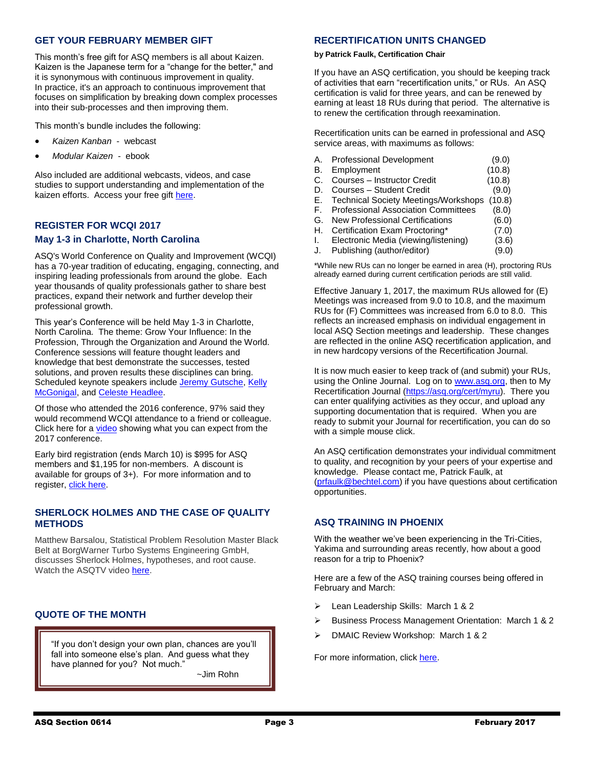## GET YOUR FEBRUARY MEMBER GIFT

This month's free gift for ASQ members is all about Kaizen. Kaizen is the Japanese term for a "change for the better," and it is synonymous with continuous improvement in quality. In practice, it's an approach to continuous improvement that focuses on simplification by breaking down complex processes into their sub-processes and then improving them.

This month's bundle includes the following:

- *Kaizen Kanban* - webcast
- *Modular Kaizen* - ebook

Also included are additional webcasts, videos, and case studies to support understanding and implementation of the kaizen efforts. Access your free gift here.

## REGISTER FOR WCQI 2017

### May 1-3 in Charlotte, North Carolina

ASQ's World Conference on Quality and Improvement (WCQI) has a 70-year tradition of educating, engaging, connecting, and inspiring leading professionals from around the globe. Each year thousands of quality professionals gather to share best practices, expand their network and further develop their professional growth.

This year's Conference will be held May 1-3 in Charlotte, North Carolina. The theme: Grow Your Influence: In the Profession, Through the Organization and Around the World. Conference sessions will feature thought leaders and knowledge that best demonstrate the successes, tested solutions, and proven results these disciplines can bring. Scheduled keynote speakers include Jeremy Gutsche, Kelly McGonigal, and Celeste Headlee.

Of those who attended the 2016 conference, 97% said they would recommend WCQI attendance to a friend or colleague. Click here for a video showing what you can expect from the 2017 conference.

Early bird registration (ends March 10) is $995 for ASQ members and $1,195 for non-members. A discount is available for groups of 3+). For more information and to register, click here.

## SHERLOCK HOLMES AND THE CASE OF QUALITY METHODS

Matthew Barsalou, Statistical Problem Resolution Master Black Belt at BorgWarner Turbo Systems Engineering GmbH, discusses Sherlock Holmes, hypotheses, and root cause. Watch the ASQTV video here.

## QUOTE OF THE MONTH

> "If you don't design your own plan, chances are you'll fall into someone else's plan. And guess what they have planned for you? Not much."
>
> ~Jim Rohn

## RECERTIFICATION UNITS CHANGED

**by Patrick Faulk, Certification Chair**

If you have an ASQ certification, you should be keeping track of activities that earn "recertification units," or RUs. An ASQ certification is valid for three years, and can be renewed by earning at least 18 RUs during that period. The alternative is to renew the certification through reexamination.

Recertification units can be earned in professional and ASQ service areas, with maximums as follows:

| | | |
|---|---|---|
| A. | Professional Development | (9.0) |
| B. | Employment | (10.8) |
| C. | Courses – Instructor Credit | (10.8) |
| D. | Courses – Student Credit | (9.0) |
| E. | Technical Society Meetings/Workshops | (10.8) |
| F. | Professional Association Committees | (8.0) |
| G. | New Professional Certifications | (6.0) |
| H. | Certification Exam Proctoring* | (7.0) |
| I. | Electronic Media (viewing/listening) | (3.6) |
| J. | Publishing (author/editor) | (9.0) |

*While new RUs can no longer be earned in area (H), proctoring RUs already earned during current certification periods are still valid.

Effective January 1, 2017, the maximum RUs allowed for (E) Meetings was increased from 9.0 to 10.8, and the maximum RUs for (F) Committees was increased from 6.0 to 8.0. This reflects an increased emphasis on individual engagement in local ASQ Section meetings and leadership. These changes are reflected in the online ASQ recertification application, and in new hardcopy versions of the Recertification Journal.

It is now much easier to keep track of (and submit) your RUs, using the Online Journal. Log on to www.asq.org, then to My Recertification Journal (https://asq.org/cert/myru). There you can enter qualifying activities as they occur, and upload any supporting documentation that is required. When you are ready to submit your Journal for recertification, you can do so with a simple mouse click.

An ASQ certification demonstrates your individual commitment to quality, and recognition by your peers of your expertise and knowledge. Please contact me, Patrick Faulk, at (prfaulk@bechtel.com) if you have questions about certification opportunities.

## ASQ TRAINING IN PHOENIX

With the weather we've been experiencing in the Tri-Cities, Yakima and surrounding areas recently, how about a good reason for a trip to Phoenix?

Here are a few of the ASQ training courses being offered in February and March:

- Lean Leadership Skills: March 1 & 2
- Business Process Management Orientation: March 1 & 2
- DMAIC Review Workshop: March 1 & 2

For more information, click here.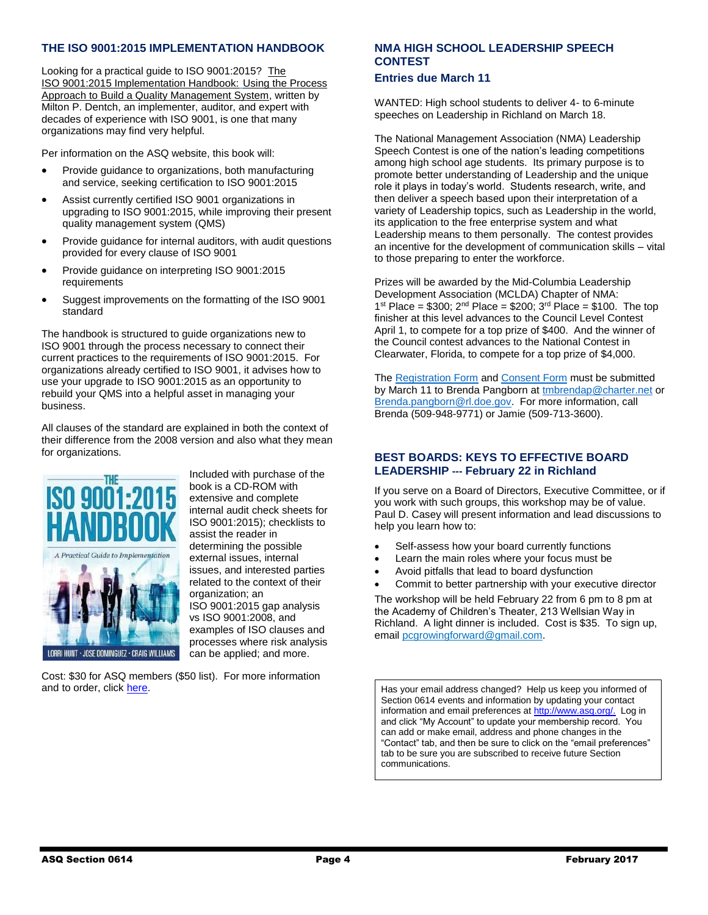## THE ISO 9001:2015 IMPLEMENTATION HANDBOOK

Looking for a practical guide to ISO 9001:2015? The ISO 9001:2015 Implementation Handbook: Using the Process Approach to Build a Quality Management System, written by Milton P. Dentch, an implementer, auditor, and expert with decades of experience with ISO 9001, is one that many organizations may find very helpful.

Per information on the ASQ website, this book will:

- Provide guidance to organizations, both manufacturing and service, seeking certification to ISO 9001:2015
- Assist currently certified ISO 9001 organizations in upgrading to ISO 9001:2015, while improving their present quality management system (QMS)
- Provide guidance for internal auditors, with audit questions provided for every clause of ISO 9001
- Provide guidance on interpreting ISO 9001:2015 requirements
- Suggest improvements on the formatting of the ISO 9001 standard

The handbook is structured to guide organizations new to ISO 9001 through the process necessary to connect their current practices to the requirements of ISO 9001:2015. For organizations already certified to ISO 9001, it advises how to use your upgrade to ISO 9001:2015 as an opportunity to rebuild your QMS into a helpful asset in managing your business.

All clauses of the standard are explained in both the context of their difference from the 2008 version and also what they mean for organizations.

Included with purchase of the book is a CD-ROM with extensive and complete internal audit check sheets for ISO 9001:2015); checklists to assist the reader in determining the possible external issues, internal issues, and interested parties related to the context of their organization; an ISO 9001:2015 gap analysis vs ISO 9001:2008, and examples of ISO clauses and processes where risk analysis can be applied; and more.

Cost: $30 for ASQ members ($50 list). For more information and to order, click here.

## NMA HIGH SCHOOL LEADERSHIP SPEECH CONTEST

### Entries due March 11

WANTED: High school students to deliver 4- to 6-minute speeches on Leadership in Richland on March 18.

The National Management Association (NMA) Leadership Speech Contest is one of the nation's leading competitions among high school age students. Its primary purpose is to promote better understanding of Leadership and the unique role it plays in today's world. Students research, write, and then deliver a speech based upon their interpretation of a variety of Leadership topics, such as Leadership in the world, its application to the free enterprise system and what Leadership means to them personally. The contest provides an incentive for the development of communication skills – vital to those preparing to enter the workforce.

Prizes will be awarded by the Mid-Columbia Leadership Development Association (MCLDA) Chapter of NMA: 1st Place = $300; 2nd Place = $200; 3rd Place = $100. The top finisher at this level advances to the Council Level Contest April 1, to compete for a top prize of $400. And the winner of the Council contest advances to the National Contest in Clearwater, Florida, to compete for a top prize of $4,000.

The Registration Form and Consent Form must be submitted by March 11 to Brenda Pangborn at tmbrendap@charter.net or Brenda.pangborn@rl.doe.gov. For more information, call Brenda (509-948-9771) or Jamie (509-713-3600).

## BEST BOARDS: KEYS TO EFFECTIVE BOARD LEADERSHIP --- February 22 in Richland

If you serve on a Board of Directors, Executive Committee, or if you work with such groups, this workshop may be of value. Paul D. Casey will present information and lead discussions to help you learn how to:

- Self-assess how your board currently functions
- Learn the main roles where your focus must be
- Avoid pitfalls that lead to board dysfunction
- Commit to better partnership with your executive director

The workshop will be held February 22 from 6 pm to 8 pm at the Academy of Children's Theater, 213 Wellsian Way in Richland. A light dinner is included. Cost is $35. To sign up, email pcgrowingforward@gmail.com.

Has your email address changed? Help us keep you informed of Section 0614 events and information by updating your contact information and email preferences at http://www.asq.org/. Log in and click "My Account" to update your membership record. You can add or make email, address and phone changes in the "Contact" tab, and then be sure to click on the "email preferences" tab to be sure you are subscribed to receive future Section communications.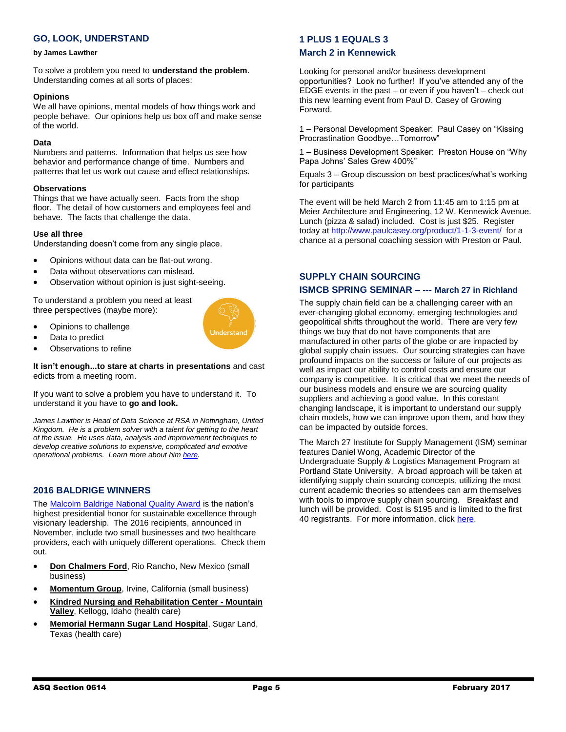## GO, LOOK, UNDERSTAND

**by James Lawther**

To solve a problem you need to **understand the problem**. Understanding comes at all sorts of places:

**Opinions**
We all have opinions, mental models of how things work and people behave. Our opinions help us box off and make sense of the world.

**Data**
Numbers and patterns. Information that helps us see how behavior and performance change of time. Numbers and patterns that let us work out cause and effect relationships.

**Observations**
Things that we have actually seen. Facts from the shop floor. The detail of how customers and employees feel and behave. The facts that challenge the data.

**Use all three**
Understanding doesn't come from any single place.

- Opinions without data can be flat-out wrong.
- Data without observations can mislead.
- Observation without opinion is just sight-seeing.

To understand a problem you need at least three perspectives (maybe more):

- Opinions to challenge
- Data to predict
- Observations to refine

**It isn't enough...to stare at charts in presentations** and cast edicts from a meeting room.

If you want to solve a problem you have to understand it. To understand it you have to **go and look.**

*James Lawther is Head of Data Science at RSA in Nottingham, United Kingdom. He is a problem solver with a talent for getting to the heart of the issue. He uses data, analysis and improvement techniques to develop creative solutions to expensive, complicated and emotive operational problems. Learn more about him here.*

## 2016 BALDRIGE WINNERS

The Malcolm Baldrige National Quality Award is the nation's highest presidential honor for sustainable excellence through visionary leadership. The 2016 recipients, announced in November, include two small businesses and two healthcare providers, each with uniquely different operations. Check them out.

- **Don Chalmers Ford**, Rio Rancho, New Mexico (small business)
- **Momentum Group**, Irvine, California (small business)
- **Kindred Nursing and Rehabilitation Center - Mountain Valley**, Kellogg, Idaho (health care)
- **Memorial Hermann Sugar Land Hospital**, Sugar Land, Texas (health care)

## 1 PLUS 1 EQUALS 3

### March 2 in Kennewick

Looking for personal and/or business development opportunities? Look no further! If you've attended any of the EDGE events in the past – or even if you haven't – check out this new learning event from Paul D. Casey of Growing Forward.

1 – Personal Development Speaker: Paul Casey on "Kissing Procrastination Goodbye…Tomorrow"

1 – Business Development Speaker: Preston House on "Why Papa Johns' Sales Grew 400%"

Equals 3 – Group discussion on best practices/what's working for participants

The event will be held March 2 from 11:45 am to 1:15 pm at Meier Architecture and Engineering, 12 W. Kennewick Avenue. Lunch (pizza & salad) included. Cost is just $25. Register today at http://www.paulcasey.org/product/1-1-3-event/ for a chance at a personal coaching session with Preston or Paul.

## SUPPLY CHAIN SOURCING

### ISMCB SPRING SEMINAR – --- March 27 in Richland

The supply chain field can be a challenging career with an ever-changing global economy, emerging technologies and geopolitical shifts throughout the world. There are very few things we buy that do not have components that are manufactured in other parts of the globe or are impacted by global supply chain issues. Our sourcing strategies can have profound impacts on the success or failure of our projects as well as impact our ability to control costs and ensure our company is competitive. It is critical that we meet the needs of our business models and ensure we are sourcing quality suppliers and achieving a good value. In this constant changing landscape, it is important to understand our supply chain models, how we can improve upon them, and how they can be impacted by outside forces.

The March 27 Institute for Supply Management (ISM) seminar features Daniel Wong, Academic Director of the Undergraduate Supply & Logistics Management Program at Portland State University. A broad approach will be taken at identifying supply chain sourcing concepts, utilizing the most current academic theories so attendees can arm themselves with tools to improve supply chain sourcing. Breakfast and lunch will be provided. Cost is $195 and is limited to the first 40 registrants. For more information, click here.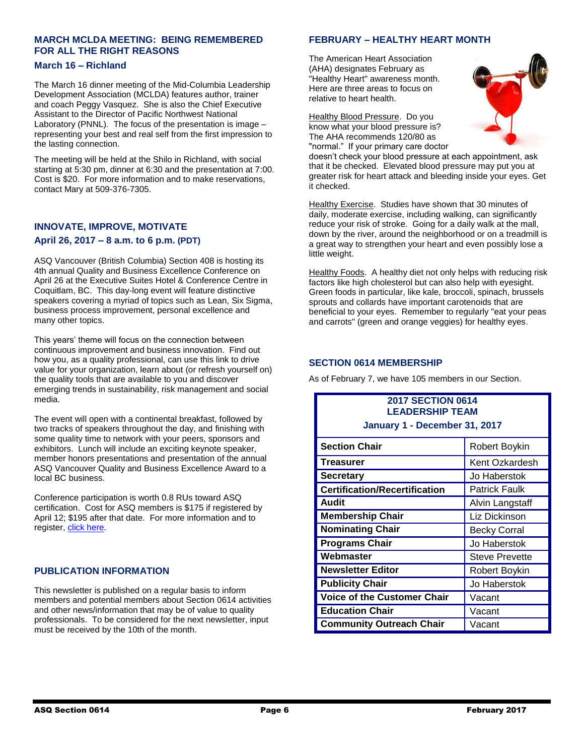## MARCH MCLDA MEETING: BEING REMEMBERED FOR ALL THE RIGHT REASONS

### March 16 – Richland

The March 16 dinner meeting of the Mid-Columbia Leadership Development Association (MCLDA) features author, trainer and coach Peggy Vasquez. She is also the Chief Executive Assistant to the Director of Pacific Northwest National Laboratory (PNNL). The focus of the presentation is image – representing your best and real self from the first impression to the lasting connection.

The meeting will be held at the Shilo in Richland, with social starting at 5:30 pm, dinner at 6:30 and the presentation at 7:00. Cost is $20. For more information and to make reservations, contact Mary at 509-376-7305.

## INNOVATE, IMPROVE, MOTIVATE

### April 26, 2017 – 8 a.m. to 6 p.m. (PDT)

ASQ Vancouver (British Columbia) Section 408 is hosting its 4th annual Quality and Business Excellence Conference on April 26 at the Executive Suites Hotel & Conference Centre in Coquitlam, BC. This day-long event will feature distinctive speakers covering a myriad of topics such as Lean, Six Sigma, business process improvement, personal excellence and many other topics.

This years' theme will focus on the connection between continuous improvement and business innovation. Find out how you, as a quality professional, can use this link to drive value for your organization, learn about (or refresh yourself on) the quality tools that are available to you and discover emerging trends in sustainability, risk management and social media.

The event will open with a continental breakfast, followed by two tracks of speakers throughout the day, and finishing with some quality time to network with your peers, sponsors and exhibitors. Lunch will include an exciting keynote speaker, member honors presentations and presentation of the annual ASQ Vancouver Quality and Business Excellence Award to a local BC business.

Conference participation is worth 0.8 RUs toward ASQ certification. Cost for ASQ members is $175 if registered by April 12; $195 after that date. For more information and to register, click here.

## PUBLICATION INFORMATION

This newsletter is published on a regular basis to inform members and potential members about Section 0614 activities and other news/information that may be of value to quality professionals. To be considered for the next newsletter, input must be received by the 10th of the month.

## FEBRUARY – HEALTHY HEART MONTH

The American Heart Association (AHA) designates February as "Healthy Heart" awareness month. Here are three areas to focus on relative to heart health.

Healthy Blood Pressure. Do you know what your blood pressure is? The AHA recommends 120/80 as "normal." If your primary care doctor doesn't check your blood pressure at each appointment, ask that it be checked. Elevated blood pressure may put you at greater risk for heart attack and bleeding inside your eyes. Get it checked.

Healthy Exercise. Studies have shown that 30 minutes of daily, moderate exercise, including walking, can significantly reduce your risk of stroke. Going for a daily walk at the mall, down by the river, around the neighborhood or on a treadmill is a great way to strengthen your heart and even possibly lose a little weight.

Healthy Foods. A healthy diet not only helps with reducing risk factors like high cholesterol but can also help with eyesight. Green foods in particular, like kale, broccoli, spinach, brussels sprouts and collards have important carotenoids that are beneficial to your eyes. Remember to regularly "eat your peas and carrots" (green and orange veggies) for healthy eyes.

## SECTION 0614 MEMBERSHIP

As of February 7, we have 105 members in our Section.

**2017 SECTION 0614 LEADERSHIP TEAM**
**January 1 - December 31, 2017**

| | |
|---|---|
| **Section Chair** | Robert Boykin |
| **Treasurer** | Kent Ozkardesh |
| **Secretary** | Jo Haberstok |
| **Certification/Recertification** | Patrick Faulk |
| **Audit** | Alvin Langstaff |
| **Membership Chair** | Liz Dickinson |
| **Nominating Chair** | Becky Corral |
| **Programs Chair** | Jo Haberstok |
| **Webmaster** | Steve Prevette |
| **Newsletter Editor** | Robert Boykin |
| **Publicity Chair** | Jo Haberstok |
| **Voice of the Customer Chair** | Vacant |
| **Education Chair** | Vacant |
| **Community Outreach Chair** | Vacant |